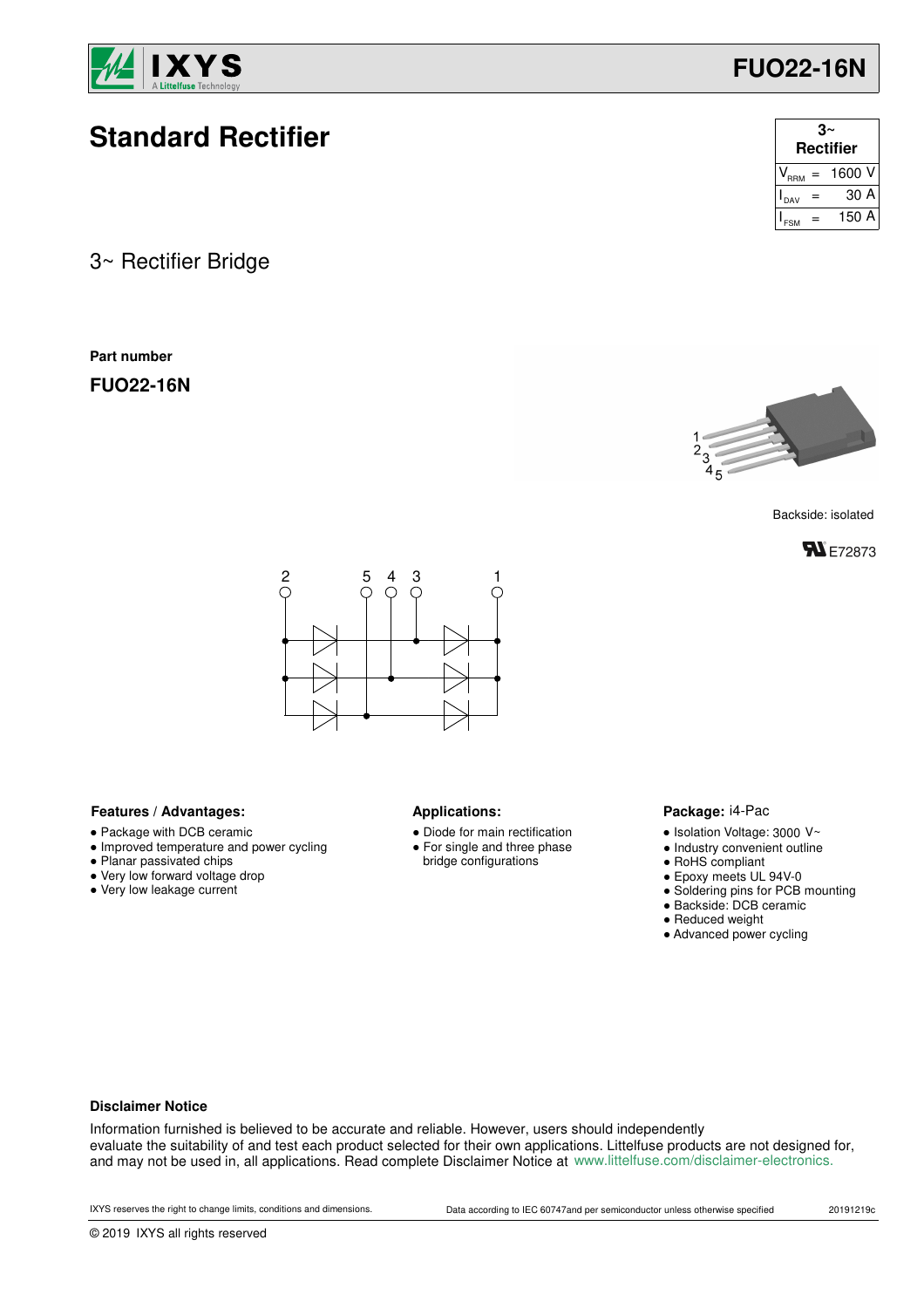# FUO22-16N

# Standard Rectifier

| 3~ Rectifier | | |
|---|---|---|
| $V_{RRM}$ | = | 1600 V |
| $I_{DAV}$ | = | 30 A |
| $I_{FSM}$ | = | 150 A |

## 3~ Rectifier Bridge

**Part number**

**FUO22-16N**

Backside: isolated

E72873

### Features / Advantages:

- Package with DCB ceramic
- Improved temperature and power cycling
- Planar passivated chips
- Very low forward voltage drop
- Very low leakage current

### Applications:

- Diode for main rectification
- For single and three phase bridge configurations

### Package: i4-Pac

- Isolation Voltage: 3000 V~
- Industry convenient outline
- RoHS compliant
- Epoxy meets UL 94V-0
- Soldering pins for PCB mounting
- Backside: DCB ceramic
- Reduced weight
- Advanced power cycling

**Disclaimer Notice**

Information furnished is believed to be accurate and reliable. However, users should independently evaluate the suitability of and test each product selected for their own applications. Littelfuse products are not designed for, and may not be used in, all applications. Read complete Disclaimer Notice at www.littelfuse.com/disclaimer-electronics.

IXYS reserves the right to change limits, conditions and dimensions. Data according to IEC 60747and per semiconductor unless otherwise specified 20191219c

© 2019 IXYS all rights reserved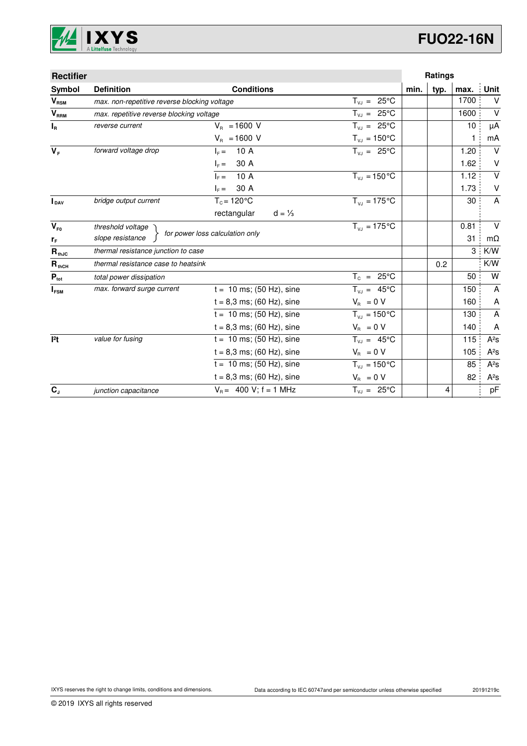| Rectifier | | | | Ratings | | | |
|---|---|---|---|---|---|---|---|
| Symbol | Definition | Conditions | | min. | typ. | max. | Unit |
| $V_{RSM}$ | *max. non-repetitive reverse blocking voltage* | | $T_{VJ}$ = 25°C | | | 1700 | V |
| $V_{RRM}$ | *max. repetitive reverse blocking voltage* | | $T_{VJ}$ = 25°C | | | 1600 | V |
| $I_R$ | *reverse current* | $V_R$ = 1600 V | $T_{VJ}$ = 25°C | | | 10 | µA |
| | | $V_R$ = 1600 V | $T_{VJ}$ = 150°C | | | 1 | mA |
| $V_F$ | *forward voltage drop* | $I_F$ = 10 A | $T_{VJ}$ = 25°C | | | 1.20 | V |
| | | $I_F$ = 30 A | | | | 1.62 | V |
| | | $I_F$ = 10 A | $T_{VJ}$ = 150°C | | | 1.12 | V |
| | | $I_F$ = 30 A | | | | 1.73 | V |
| $I_{DAV}$ | *bridge output current* | $T_C$ = 120°C | $T_{VJ}$ = 175°C | | | 30 | A |
| | | rectangular d = ⅓ | | | | | |
| $V_{F0}$ | *threshold voltage* | *for power loss calculation only* | $T_{VJ}$ = 175°C | | | 0.81 | V |
| $r_F$ | *slope resistance* | | | | | 31 | mΩ |
| $R_{thJC}$ | *thermal resistance junction to case* | | | | | 3 | K/W |
| $R_{thCH}$ | *thermal resistance case to heatsink* | | | | 0.2 | | K/W |
| $P_{tot}$ | *total power dissipation* | | $T_C$ = 25°C | | | 50 | W |
| $I_{FSM}$ | *max. forward surge current* | t = 10 ms; (50 Hz), sine | $T_{VJ}$ = 45°C | | | 150 | A |
| | | t = 8,3 ms; (60 Hz), sine | $V_R$ = 0 V | | | 160 | A |
| | | t = 10 ms; (50 Hz), sine | $T_{VJ}$ = 150°C | | | 130 | A |
| | | t = 8,3 ms; (60 Hz), sine | $V_R$ = 0 V | | | 140 | A |
| $I^2t$ | *value for fusing* | t = 10 ms; (50 Hz), sine | $T_{VJ}$ = 45°C | | | 115 | A²s |
| | | t = 8,3 ms; (60 Hz), sine | $V_R$ = 0 V | | | 105 | A²s |
| | | t = 10 ms; (50 Hz), sine | $T_{VJ}$ = 150°C | | | 85 | A²s |
| | | t = 8,3 ms; (60 Hz), sine | $V_R$ = 0 V | | | 82 | A²s |
| $C_J$ | *junction capacitance* | $V_R$ = 400 V; f = 1 MHz | $T_{VJ}$ = 25°C | | 4 | | pF |

IXYS reserves the right to change limits, conditions and dimensions.

Data according to IEC 60747and per semiconductor unless otherwise specified

20191219c

© 2019 IXYS all rights reserved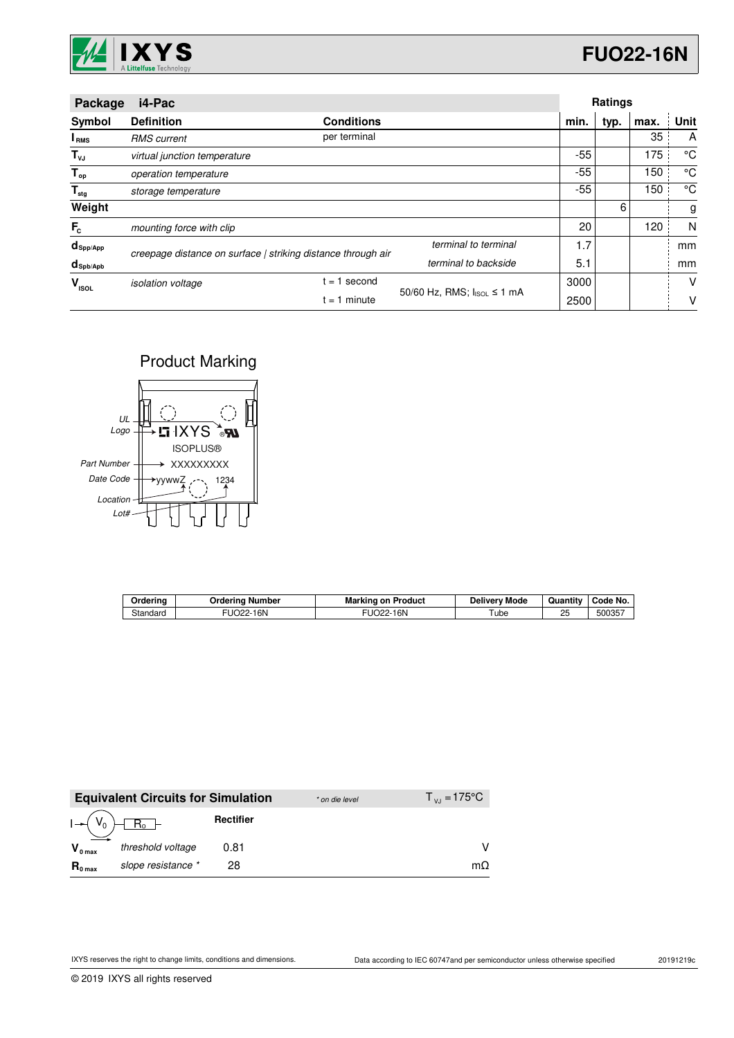| Package | i4-Pac | | | Ratings | | | |
|---|---|---|---|---|---|---|---|
| Symbol | Definition | Conditions | | min. | typ. | max. | Unit |
| $I_{RMS}$ | *RMS current* | per terminal | | | | 35 | A |
| $T_{VJ}$ | *virtual junction temperature* | | | -55 | | 175 | °C |
| $T_{op}$ | *operation temperature* | | | -55 | | 150 | °C |
| $T_{stg}$ | *storage temperature* | | | -55 | | 150 | °C |
| **Weight** | | | | | 6 | | g |
| $F_C$ | *mounting force with clip* | | | 20 | | 120 | N |
| $d_{Spp/App}$ | *creepage distance on surface \| striking distance through air* | | *terminal to terminal* | 1.7 | | | mm |
| $d_{Spb/Apb}$ | | | *terminal to backside* | 5.1 | | | mm |
| $V_{ISOL}$ | *isolation voltage* | t = 1 second | 50/60 Hz, RMS; $I_{ISOL} \leq 1$ mA | 3000 | | | V |
| | | t = 1 minute | | 2500 | | | V |

## Product Marking

UL
Logo
IXYS
ISOPLUS®
Part Number — XXXXXXXXX
Date Code — yywwZ 1234
Location
Lot#

| Ordering | Ordering Number | Marking on Product | Delivery Mode | Quantity | Code No. |
|---|---|---|---|---|---|
| Standard | FUO22-16N | FUO22-16N | Tube | 25 | 500357 |

| Equivalent Circuits for Simulation | *\* on die level* | $T_{VJ} = 175°C$ | |
|---|---|---|---|
| $I \rightarrow (V_0) - R_0$ | | **Rectifier** | |
| $V_{0\,max}$ | *threshold voltage* | 0.81 | V |
| $R_{0\,max}$ | *slope resistance \** | 28 | mΩ |

IXYS reserves the right to change limits, conditions and dimensions.

Data according to IEC 60747and per semiconductor unless otherwise specified

20191219c

© 2019 IXYS all rights reserved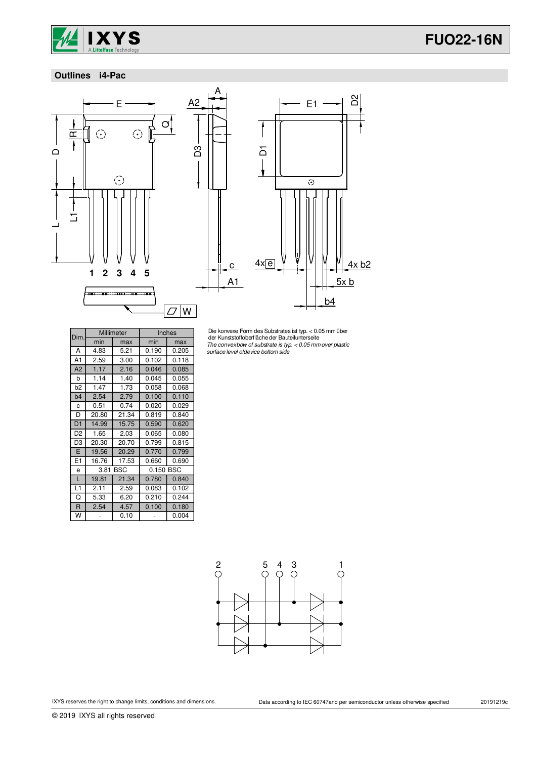## Outlines i4-Pac

| Dim. | Millimeter | | Inches | |
|---|---|---|---|---|
| | min | max | min | max |
| A | 4.83 | 5.21 | 0.190 | 0.205 |
| A1 | 2.59 | 3.00 | 0.102 | 0.118 |
| A2 | 1.17 | 2.16 | 0.046 | 0.085 |
| b | 1.14 | 1.40 | 0.045 | 0.055 |
| b2 | 1.47 | 1.73 | 0.058 | 0.068 |
| b4 | 2.54 | 2.79 | 0.100 | 0.110 |
| c | 0.51 | 0.74 | 0.020 | 0.029 |
| D | 20.80 | 21.34 | 0.819 | 0.840 |
| D1 | 14.99 | 15.75 | 0.590 | 0.620 |
| D2 | 1.65 | 2.03 | 0.065 | 0.080 |
| D3 | 20.30 | 20.70 | 0.799 | 0.815 |
| E | 19.56 | 20.29 | 0.770 | 0.799 |
| E1 | 16.76 | 17.53 | 0.660 | 0.690 |
| e | 3.81 BSC | | 0.150 BSC | |
| L | 19.81 | 21.34 | 0.780 | 0.840 |
| L1 | 2.11 | 2.59 | 0.083 | 0.102 |
| Q | 5.33 | 6.20 | 0.210 | 0.244 |
| R | 2.54 | 4.57 | 0.100 | 0.180 |
| W | - | 0.10 | - | 0.004 |

Die konvexe Form des Substrates ist typ. < 0.05 mm über der Kunststoffoberfläche der Bauteilunterseite
*The convex bow of substrate is typ. < 0.05 mm over plastic surface level of device bottom side*

IXYS reserves the right to change limits, conditions and dimensions.

Data according to IEC 60747 and per semiconductor unless otherwise specified

20191219c

© 2019 IXYS all rights reserved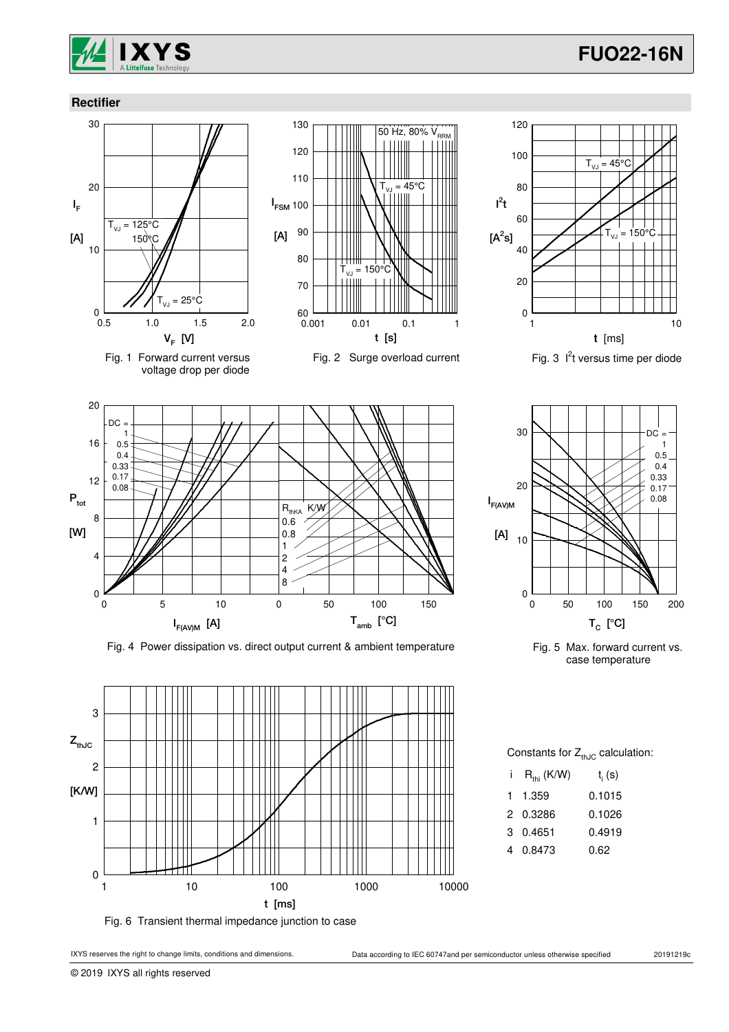## Rectifier

$I_F$ [A]

30
20
10
0

0.5 1.0 1.5 2.0

$V_F$ [V]

$T_{VJ}$ = 125°C
150°C
$T_{VJ}$ = 25°C

Fig. 1 Forward current versus voltage drop per diode

$I_{FSM}$ [A]

130 120 110 100 90 80 70 60

0.001 0.01 0.1 1

t [s]

50 Hz, 80% $V_{RRM}$
$T_{VJ}$ = 45°C
$T_{VJ}$ = 150°C

Fig. 2 Surge overload current

$I^2t$ [$A^2s$]

120 100 80 60 40 20 0

1 10

t [ms]

$T_{VJ}$ = 45°C
$T_{VJ}$ = 150°C

Fig. 3 $I^2t$ versus time per diode

$P_{tot}$ [W]

20 16 12 8 4 0

0 5 10

$I_{F(AV)M}$ [A]

DC =
1
0.5
0.4
0.33
0.17
0.08

$R_{thKA}$ K/W
0.6
0.8
1
2
4
8

0 50 100 150

$T_{amb}$ [°C]

Fig. 4 Power dissipation vs. direct output current & ambient temperature

$I_{F(AV)M}$ [A]

30 20 10 0

0 50 100 150 200

$T_C$ [°C]

DC =
1
0.5
0.4
0.33
0.17
0.08

Fig. 5 Max. forward current vs. case temperature

$Z_{thJC}$ [K/W]

3 2 1 0

1 10 100 1000 10000

t [ms]

Fig. 6 Transient thermal impedance junction to case

Constants for $Z_{thJC}$ calculation:

| i | $R_{thi}$ (K/W) | $t_i$ (s) |
|---|---|---|
| 1 | 1.359 | 0.1015 |
| 2 | 0.3286 | 0.1026 |
| 3 | 0.4651 | 0.4919 |
| 4 | 0.8473 | 0.62 |

IXYS reserves the right to change limits, conditions and dimensions.

Data according to IEC 60747and per semiconductor unless otherwise specified

20191219c

© 2019 IXYS all rights reserved